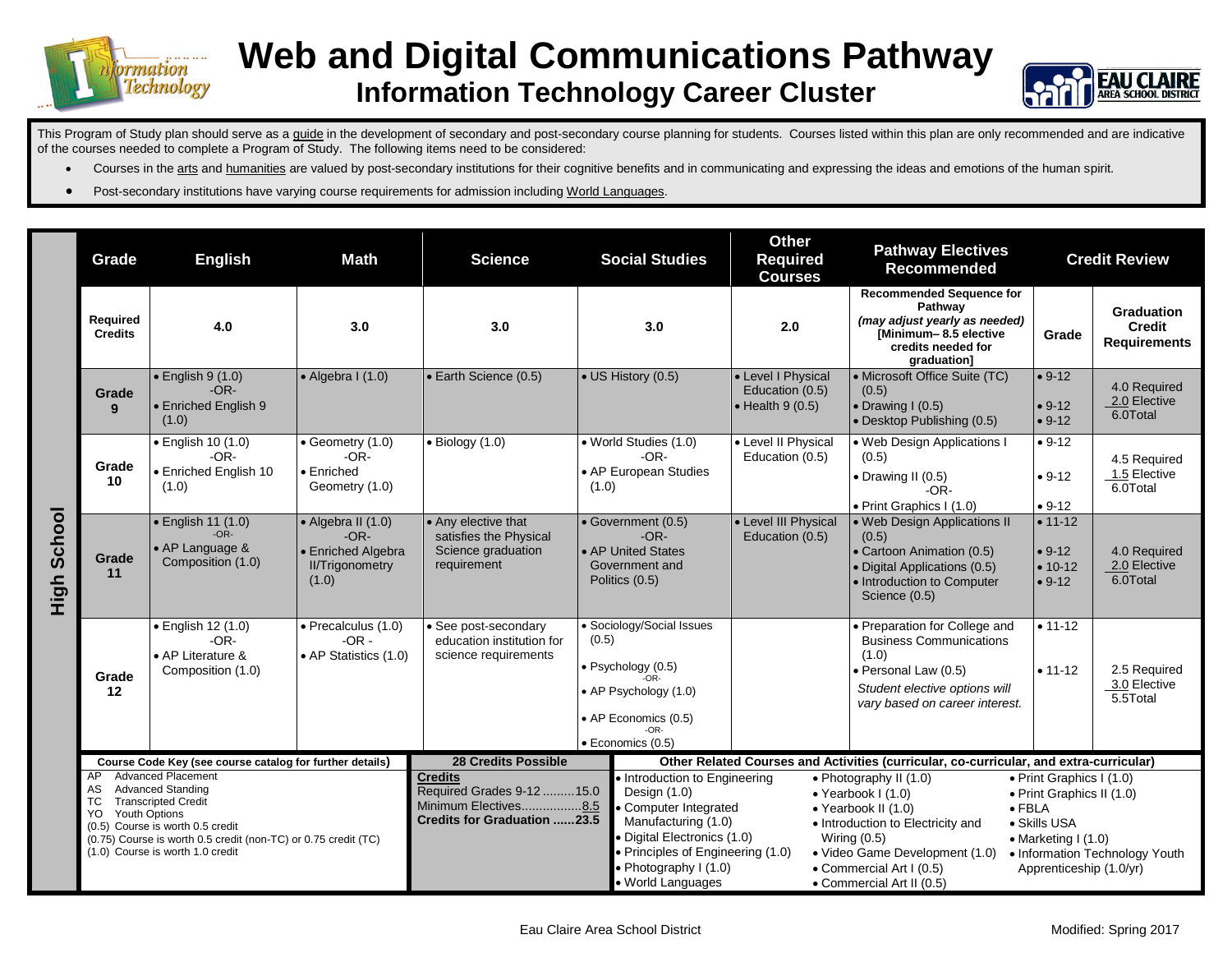# Web and Digital Communications Pathway

## Information Technology Career Cluster

This Program of Study plan should serve as a guide in the development of secondary and post-secondary course planning for students. Courses listed within this plan are only recommended and are indicative of the courses needed to complete a Program of Study. The following items need to be considered:

- Courses in the arts and humanities are valued by post-secondary institutions for their cognitive benefits and in communicating and expressing the ideas and emotions of the human spirit.
- Post-secondary institutions have varying course requirements for admission including World Languages.

**High School**

| Grade | English | Math | Science | Social Studies | Other Required Courses | Pathway Electives Recommended | Credit Review | |
|---|---|---|---|---|---|---|---|---|
| **Required Credits** | **4.0** | **3.0** | **3.0** | **3.0** | **2.0** | **Recommended Sequence for Pathway** *(may adjust yearly as needed)* **[Minimum– 8.5 elective credits needed for graduation]** | **Grade** | **Graduation Credit Requirements** |
| **Grade 9** | • English 9 (1.0) -OR- • Enriched English 9 (1.0) | • Algebra I (1.0) | • Earth Science (0.5) | • US History (0.5) | • Level I Physical Education (0.5) • Health 9 (0.5) | • Microsoft Office Suite (TC) (0.5) • Drawing I (0.5) • Desktop Publishing (0.5) | • 9-12 • 9-12 • 9-12 | 4.0 Required 2.0 Elective 6.0Total |
| **Grade 10** | • English 10 (1.0) -OR- • Enriched English 10 (1.0) | • Geometry (1.0) -OR- • Enriched Geometry (1.0) | • Biology (1.0) | • World Studies (1.0) -OR- • AP European Studies (1.0) | • Level II Physical Education (0.5) | • Web Design Applications I (0.5) • Drawing II (0.5) -OR- • Print Graphics I (1.0) | • 9-12 • 9-12 • 9-12 | 4.5 Required 1.5 Elective 6.0Total |
| **Grade 11** | • English 11 (1.0) -OR- • AP Language & Composition (1.0) | • Algebra II (1.0) -OR- • Enriched Algebra II/Trigonometry (1.0) | • Any elective that satisfies the Physical Science graduation requirement | • Government (0.5) -OR- • AP United States Government and Politics (0.5) | • Level III Physical Education (0.5) | • Web Design Applications II (0.5) • Cartoon Animation (0.5) • Digital Applications (0.5) • Introduction to Computer Science (0.5) | • 11-12 • 9-12 • 10-12 • 9-12 | 4.0 Required 2.0 Elective 6.0Total |
| **Grade 12** | • English 12 (1.0) -OR- • AP Literature & Composition (1.0) | • Precalculus (1.0) -OR - • AP Statistics (1.0) | • See post-secondary education institution for science requirements | • Sociology/Social Issues (0.5) • Psychology (0.5) -OR- • AP Psychology (1.0) • AP Economics (0.5) -OR- • Economics (0.5) | | • Preparation for College and Business Communications (1.0) • Personal Law (0.5) *Student elective options will vary based on career interest.* | • 11-12 • 11-12 | 2.5 Required 3.0 Elective 5.5Total |

**Course Code Key (see course catalog for further details)**

- AP Advanced Placement
- AS Advanced Standing
- TC Transcripted Credit
- YO Youth Options
- (0.5) Course is worth 0.5 credit
- (0.75) Course is worth 0.5 credit (non-TC) or 0.75 credit (TC)
- (1.0) Course is worth 1.0 credit

**28 Credits Possible**

**Credits**
Required Grades 9-12 .........15.0
Minimum Electives.................8.5
**Credits for Graduation ......23.5**

**Other Related Courses and Activities (curricular, co-curricular, and extra-curricular)**

- Introduction to Engineering Design (1.0)
- Computer Integrated Manufacturing (1.0)
- Digital Electronics (1.0)
- Principles of Engineering (1.0)
- Photography I (1.0)
- World Languages
- Photography II (1.0)
- Yearbook I (1.0)
- Yearbook II (1.0)
- Introduction to Electricity and Wiring (0.5)
- Video Game Development (1.0)
- Commercial Art I (0.5)
- Commercial Art II (0.5)
- Print Graphics I (1.0)
- Print Graphics II (1.0)
- FBLA
- Skills USA
- Marketing I (1.0)
- Information Technology Youth Apprenticeship (1.0/yr)

Eau Claire Area School District

Modified: Spring 2017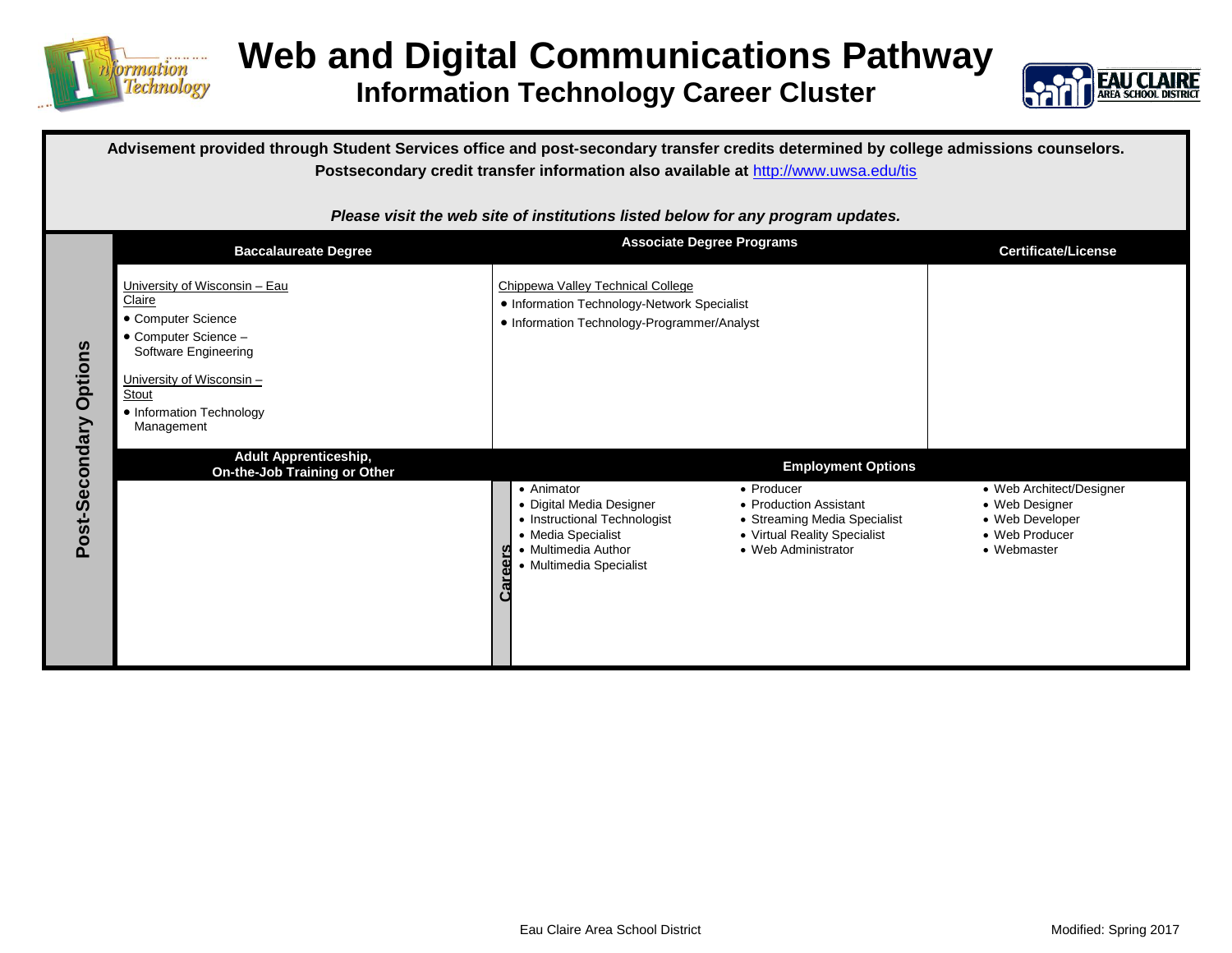# Web and Digital Communications Pathway

## Information Technology Career Cluster

**Advisement provided through Student Services office and post-secondary transfer credits determined by college admissions counselors.**
**Postsecondary credit transfer information also available at** http://www.uwsa.edu/tis

***Please visit the web site of institutions listed below for any program updates.***

### Post-Secondary Options

| Baccalaureate Degree | Associate Degree Programs | Certificate/License |
|---|---|---|
| University of Wisconsin – Eau Claire<br>• Computer Science<br>• Computer Science – Software Engineering<br><br>University of Wisconsin – Stout<br>• Information Technology Management | Chippewa Valley Technical College<br>• Information Technology-Network Specialist<br>• Information Technology-Programmer/Analyst | |

| Adult Apprenticeship, On-the-Job Training or Other | Employment Options | | |
|---|---|---|---|
| | **Careers**<br>• Animator<br>• Digital Media Designer<br>• Instructional Technologist<br>• Media Specialist<br>• Multimedia Author<br>• Multimedia Specialist | • Producer<br>• Production Assistant<br>• Streaming Media Specialist<br>• Virtual Reality Specialist<br>• Web Administrator | • Web Architect/Designer<br>• Web Designer<br>• Web Developer<br>• Web Producer<br>• Webmaster |

Eau Claire Area School District

Modified: Spring 2017